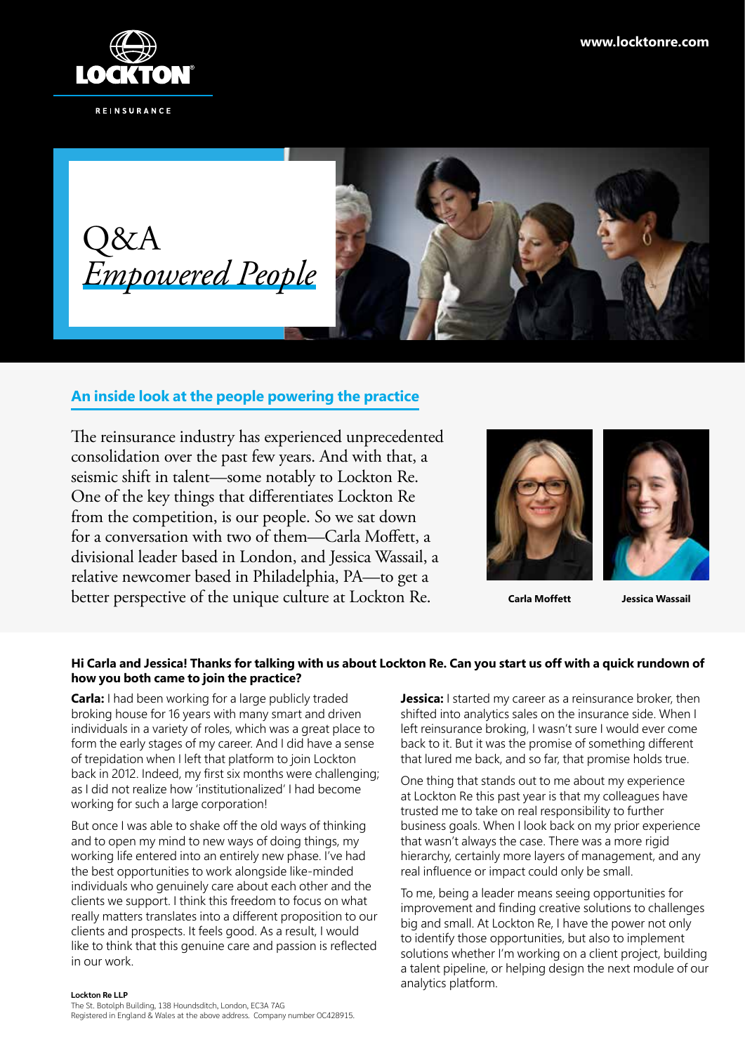www.locktonre.com

LOCKTON

REINSURANCE

# Q&A *Empowered People*

## An inside look at the people powering the practice

The reinsurance industry has experienced unprecedented consolidation over the past few years. And with that, a seismic shift in talent—some notably to Lockton Re. One of the key things that differentiates Lockton Re from the competition, is our people. So we sat down for a conversation with two of them—Carla Moffett, a divisional leader based in London, and Jessica Wassail, a relative newcomer based in Philadelphia, PA—to get a better perspective of the unique culture at Lockton Re.

**Carla Moffett** **Jessica Wassail**

**Hi Carla and Jessica! Thanks for talking with us about Lockton Re. Can you start us off with a quick rundown of how you both came to join the practice?**

**Carla:** I had been working for a large publicly traded broking house for 16 years with many smart and driven individuals in a variety of roles, which was a great place to form the early stages of my career. And I did have a sense of trepidation when I left that platform to join Lockton back in 2012. Indeed, my first six months were challenging; as I did not realize how 'institutionalized' I had become working for such a large corporation!

But once I was able to shake off the old ways of thinking and to open my mind to new ways of doing things, my working life entered into an entirely new phase. I've had the best opportunities to work alongside like-minded individuals who genuinely care about each other and the clients we support. I think this freedom to focus on what really matters translates into a different proposition to our clients and prospects. It feels good. As a result, I would like to think that this genuine care and passion is reflected in our work.

**Jessica:** I started my career as a reinsurance broker, then shifted into analytics sales on the insurance side. When I left reinsurance broking, I wasn't sure I would ever come back to it. But it was the promise of something different that lured me back, and so far, that promise holds true.

One thing that stands out to me about my experience at Lockton Re this past year is that my colleagues have trusted me to take on real responsibility to further business goals. When I look back on my prior experience that wasn't always the case. There was a more rigid hierarchy, certainly more layers of management, and any real influence or impact could only be small.

To me, being a leader means seeing opportunities for improvement and finding creative solutions to challenges big and small. At Lockton Re, I have the power not only to identify those opportunities, but also to implement solutions whether I'm working on a client project, building a talent pipeline, or helping design the next module of our analytics platform.

**Lockton Re LLP**
The St. Botolph Building, 138 Houndsditch, London, EC3A 7AG
Registered in England & Wales at the above address. Company number OC428915.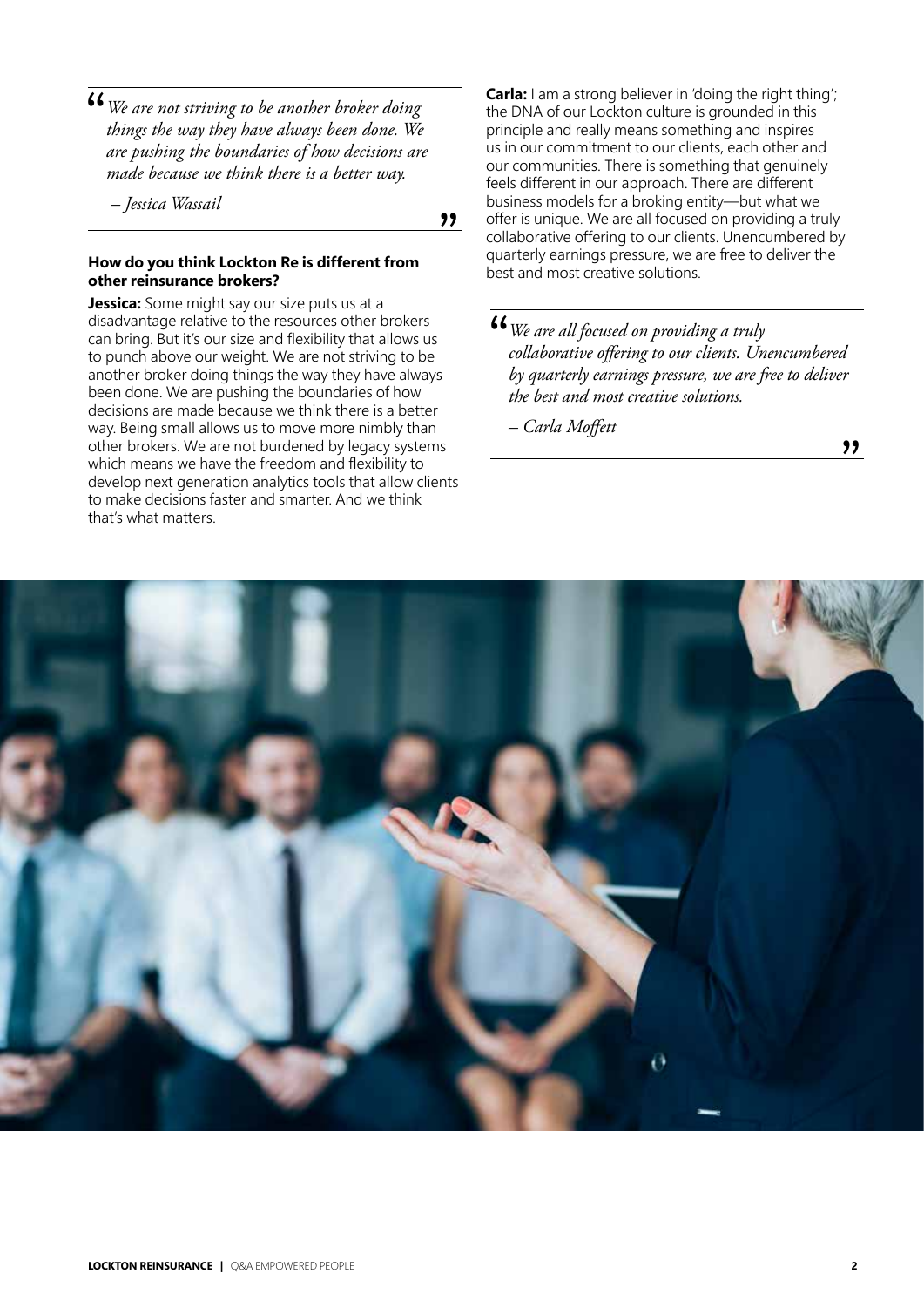> *We are not striving to be another broker doing things the way they have always been done. We are pushing the boundaries of how decisions are made because we think there is a better way.*
>
> *– Jessica Wassail*

**How do you think Lockton Re is different from other reinsurance brokers?**

**Jessica:** Some might say our size puts us at a disadvantage relative to the resources other brokers can bring. But it's our size and flexibility that allows us to punch above our weight. We are not striving to be another broker doing things the way they have always been done. We are pushing the boundaries of how decisions are made because we think there is a better way. Being small allows us to move more nimbly than other brokers. We are not burdened by legacy systems which means we have the freedom and flexibility to develop next generation analytics tools that allow clients to make decisions faster and smarter. And we think that's what matters.

**Carla:** I am a strong believer in 'doing the right thing'; the DNA of our Lockton culture is grounded in this principle and really means something and inspires us in our commitment to our clients, each other and our communities. There is something that genuinely feels different in our approach. There are different business models for a broking entity—but what we offer is unique. We are all focused on providing a truly collaborative offering to our clients. Unencumbered by quarterly earnings pressure, we are free to deliver the best and most creative solutions.

> *We are all focused on providing a truly collaborative offering to our clients. Unencumbered by quarterly earnings pressure, we are free to deliver the best and most creative solutions.*
>
> *– Carla Moffett*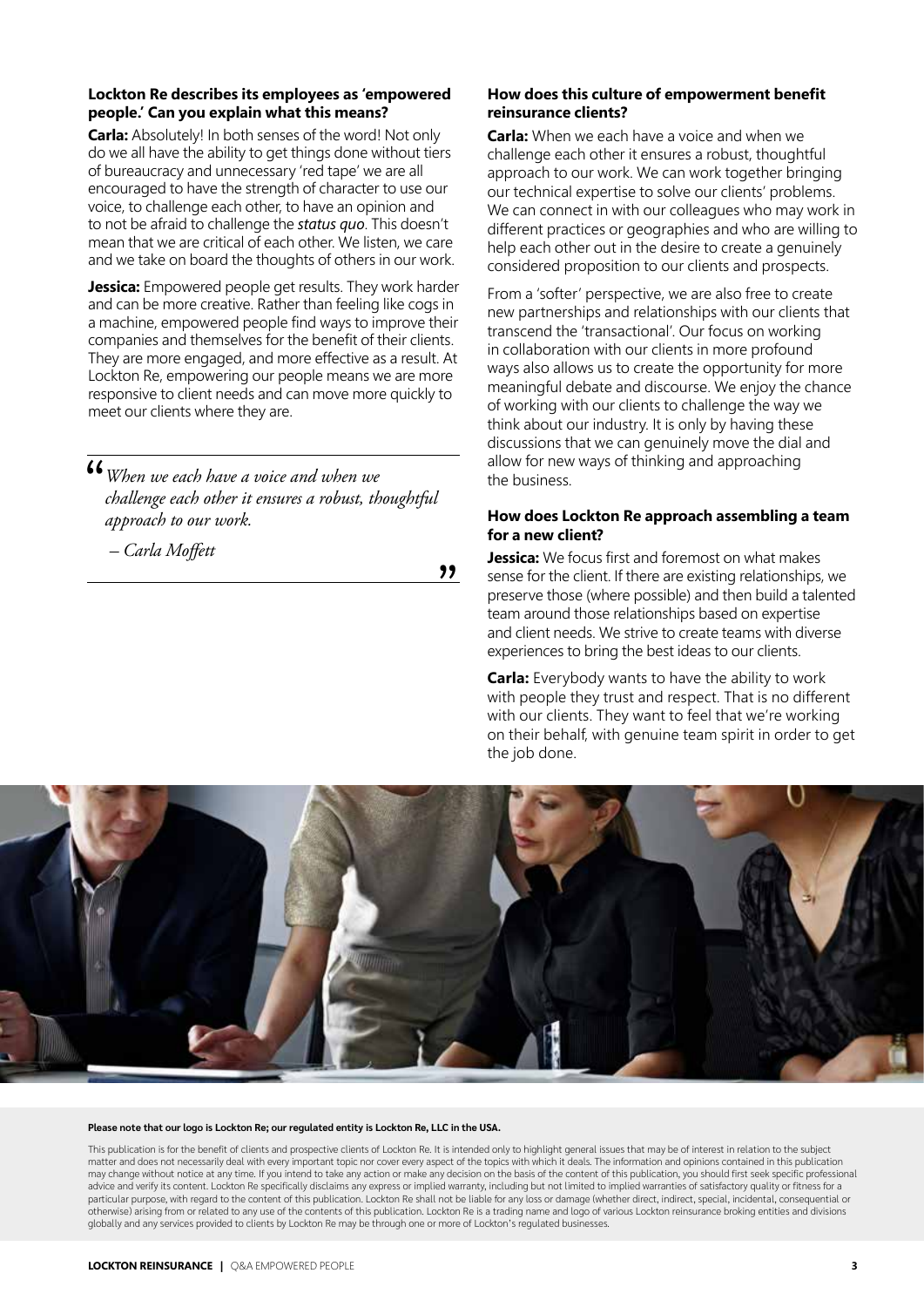**Lockton Re describes its employees as 'empowered people.' Can you explain what this means?**

**Carla:** Absolutely! In both senses of the word! Not only do we all have the ability to get things done without tiers of bureaucracy and unnecessary 'red tape' we are all encouraged to have the strength of character to use our voice, to challenge each other, to have an opinion and to not be afraid to challenge the *status quo*. This doesn't mean that we are critical of each other. We listen, we care and we take on board the thoughts of others in our work.

**Jessica:** Empowered people get results. They work harder and can be more creative. Rather than feeling like cogs in a machine, empowered people find ways to improve their companies and themselves for the benefit of their clients. They are more engaged, and more effective as a result. At Lockton Re, empowering our people means we are more responsive to client needs and can move more quickly to meet our clients where they are.

> *"When we each have a voice and when we challenge each other it ensures a robust, thoughtful approach to our work.*
>
> *– Carla Moffett"*

**How does this culture of empowerment benefit reinsurance clients?**

**Carla:** When we each have a voice and when we challenge each other it ensures a robust, thoughtful approach to our work. We can work together bringing our technical expertise to solve our clients' problems. We can connect in with our colleagues who may work in different practices or geographies and who are willing to help each other out in the desire to create a genuinely considered proposition to our clients and prospects.

From a 'softer' perspective, we are also free to create new partnerships and relationships with our clients that transcend the 'transactional'. Our focus on working in collaboration with our clients in more profound ways also allows us to create the opportunity for more meaningful debate and discourse. We enjoy the chance of working with our clients to challenge the way we think about our industry. It is only by having these discussions that we can genuinely move the dial and allow for new ways of thinking and approaching the business.

**How does Lockton Re approach assembling a team for a new client?**

**Jessica:** We focus first and foremost on what makes sense for the client. If there are existing relationships, we preserve those (where possible) and then build a talented team around those relationships based on expertise and client needs. We strive to create teams with diverse experiences to bring the best ideas to our clients.

**Carla:** Everybody wants to have the ability to work with people they trust and respect. That is no different with our clients. They want to feel that we're working on their behalf, with genuine team spirit in order to get the job done.

**Please note that our logo is Lockton Re; our regulated entity is Lockton Re, LLC in the USA.**

This publication is for the benefit of clients and prospective clients of Lockton Re. It is intended only to highlight general issues that may be of interest in relation to the subject matter and does not necessarily deal with every important topic nor cover every aspect of the topics with which it deals. The information and opinions contained in this publication may change without notice at any time. If you intend to take any action or make any decision on the basis of the content of this publication, you should first seek specific professional advice and verify its content. Lockton Re specifically disclaims any express or implied warranty, including but not limited to implied warranties of satisfactory quality or fitness for a particular purpose, with regard to the content of this publication. Lockton Re shall not be liable for any loss or damage (whether direct, indirect, special, incidental, consequential or otherwise) arising from or related to any use of the contents of this publication. Lockton Re is a trading name and logo of various Lockton reinsurance broking entities and divisions globally and any services provided to clients by Lockton Re may be through one or more of Lockton's regulated businesses.